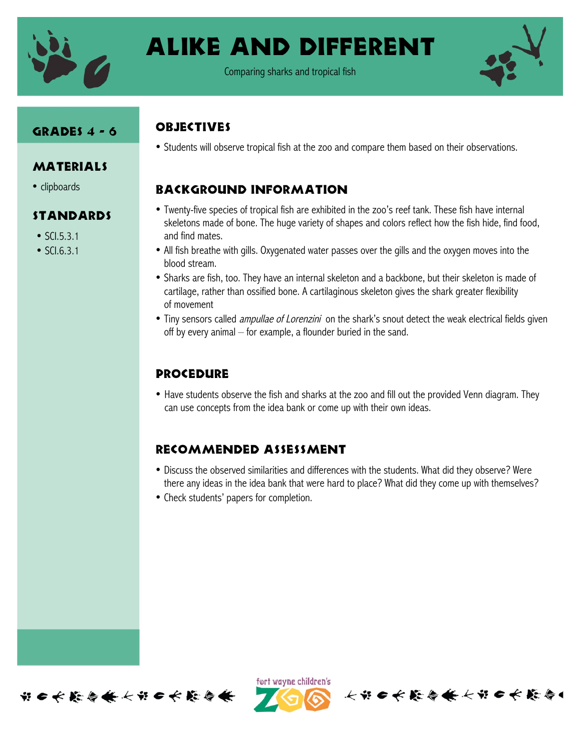# Alike and Different

Comparing sharks and tropical fish

## Grades 4 - 6

## Materials

- clipboards

## Standards

- SCI.5.3.1
- SCI.6.3.1

## Objectives

- Students will observe tropical fish at the zoo and compare them based on their observations.

## Background Information

- Twenty-five species of tropical fish are exhibited in the zoo's reef tank. These fish have internal skeletons made of bone. The huge variety of shapes and colors reflect how the fish hide, find food, and find mates.
- All fish breathe with gills. Oxygenated water passes over the gills and the oxygen moves into the blood stream.
- Sharks are fish, too. They have an internal skeleton and a backbone, but their skeleton is made of cartilage, rather than ossified bone. A cartilaginous skeleton gives the shark greater flexibility of movement
- Tiny sensors called *ampullae of Lorenzini* on the shark's snout detect the weak electrical fields given off by every animal – for example, a flounder buried in the sand.

## Procedure

- Have students observe the fish and sharks at the zoo and fill out the provided Venn diagram. They can use concepts from the idea bank or come up with their own ideas.

## Recommended Assessment

- Discuss the observed similarities and differences with the students. What did they observe? Were there any ideas in the idea bank that were hard to place? What did they come up with themselves?
- Check students' papers for completion.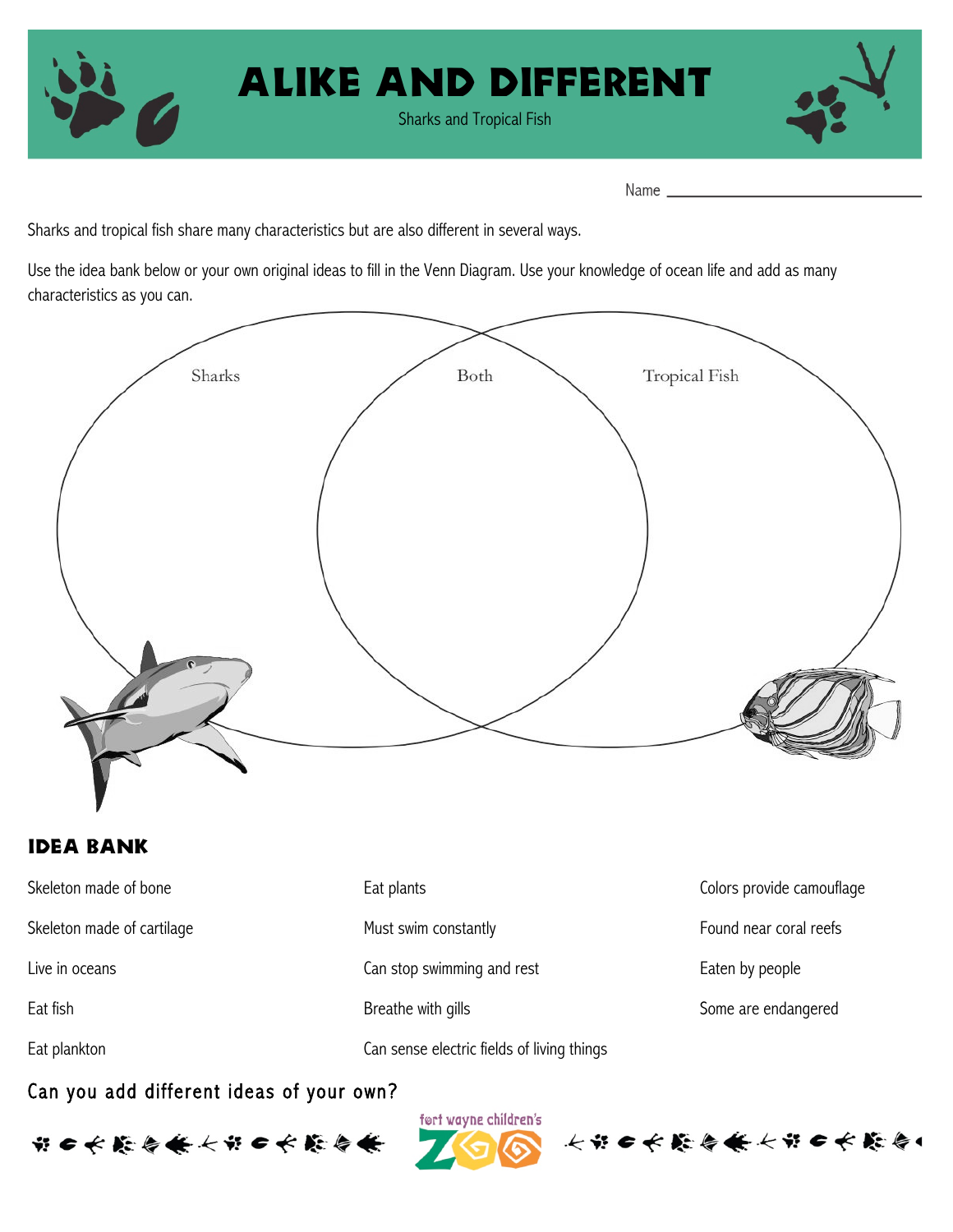# ALIKE AND DIFFERENT

Sharks and Tropical Fish

Name ______________________

Sharks and tropical fish share many characteristics but are also different in several ways.

Use the idea bank below or your own original ideas to fill in the Venn Diagram. Use your knowledge of ocean life and add as many characteristics as you can.

Sharks

Both

Tropical Fish

## IDEA BANK

Skeleton made of bone

Skeleton made of cartilage

Live in oceans

Eat fish

Eat plankton

Eat plants

Must swim constantly

Can stop swimming and rest

Breathe with gills

Can sense electric fields of living things

Colors provide camouflage

Found near coral reefs

Eaten by people

Some are endangered

Can you add different ideas of your own?

fort wayne children's ZOO